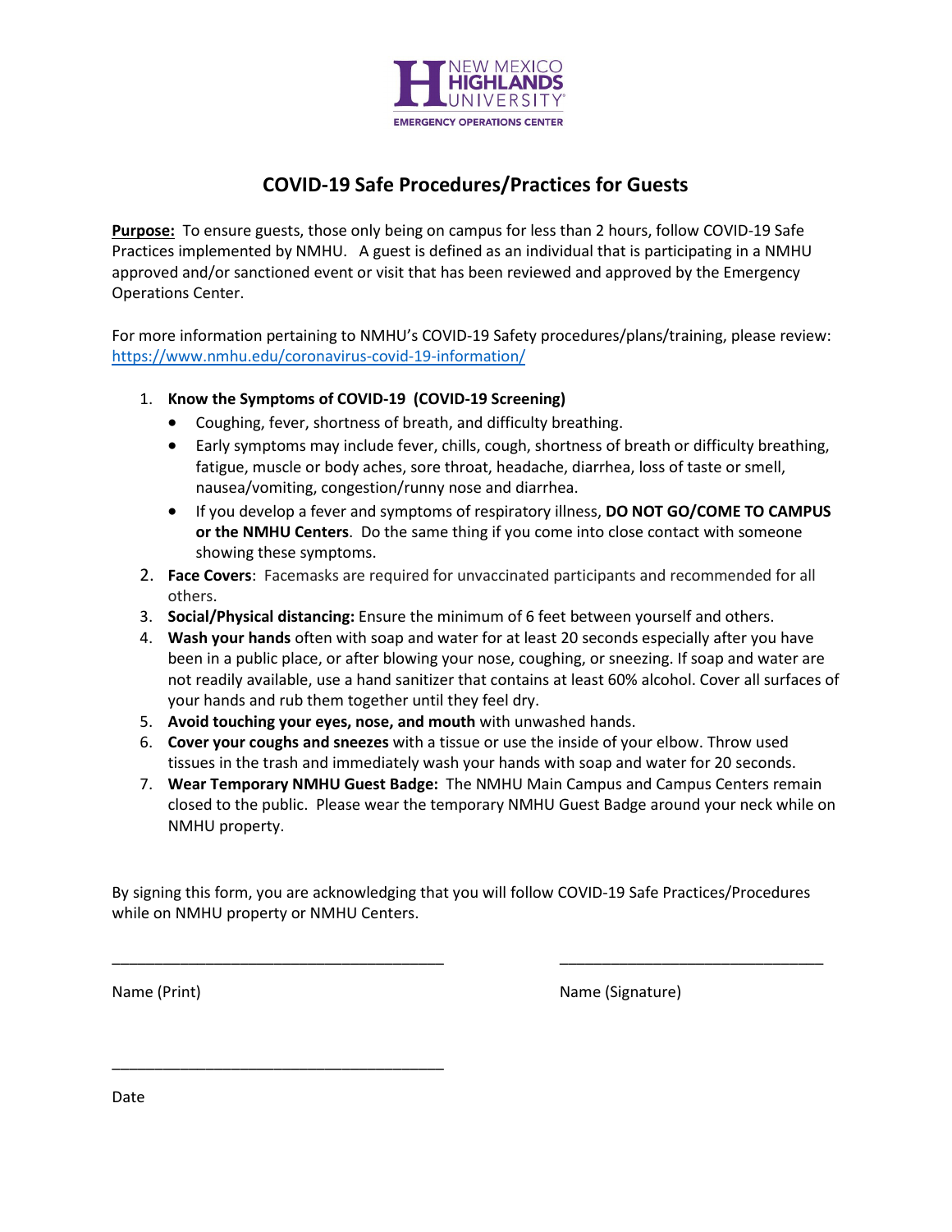NEW MEXICO HIGHLANDS UNIVERSITY
EMERGENCY OPERATIONS CENTER

# COVID-19 Safe Procedures/Practices for Guests

**Purpose:** To ensure guests, those only being on campus for less than 2 hours, follow COVID-19 Safe Practices implemented by NMHU. A guest is defined as an individual that is participating in a NMHU approved and/or sanctioned event or visit that has been reviewed and approved by the Emergency Operations Center.

For more information pertaining to NMHU's COVID-19 Safety procedures/plans/training, please review: https://www.nmhu.edu/coronavirus-covid-19-information/

1. **Know the Symptoms of COVID-19 (COVID-19 Screening)**
   - Coughing, fever, shortness of breath, and difficulty breathing.
   - Early symptoms may include fever, chills, cough, shortness of breath or difficulty breathing, fatigue, muscle or body aches, sore throat, headache, diarrhea, loss of taste or smell, nausea/vomiting, congestion/runny nose and diarrhea.
   - If you develop a fever and symptoms of respiratory illness, **DO NOT GO/COME TO CAMPUS or the NMHU Centers**. Do the same thing if you come into close contact with someone showing these symptoms.
2. **Face Covers**: Facemasks are required for unvaccinated participants and recommended for all others.
3. **Social/Physical distancing:** Ensure the minimum of 6 feet between yourself and others.
4. **Wash your hands** often with soap and water for at least 20 seconds especially after you have been in a public place, or after blowing your nose, coughing, or sneezing. If soap and water are not readily available, use a hand sanitizer that contains at least 60% alcohol. Cover all surfaces of your hands and rub them together until they feel dry.
5. **Avoid touching your eyes, nose, and mouth** with unwashed hands.
6. **Cover your coughs and sneezes** with a tissue or use the inside of your elbow. Throw used tissues in the trash and immediately wash your hands with soap and water for 20 seconds.
7. **Wear Temporary NMHU Guest Badge:** The NMHU Main Campus and Campus Centers remain closed to the public. Please wear the temporary NMHU Guest Badge around your neck while on NMHU property.

By signing this form, you are acknowledging that you will follow COVID-19 Safe Practices/Procedures while on NMHU property or NMHU Centers.

\_\_\_\_\_\_\_\_\_\_\_\_\_\_\_\_\_\_\_\_\_\_\_\_\_\_\_\_\_\_\_\_\_\_\_\_\_\_\_\_ \_\_\_\_\_\_\_\_\_\_\_\_\_\_\_\_\_\_\_\_\_\_\_\_\_\_\_\_\_\_\_\_

Name (Print) Name (Signature)

\_\_\_\_\_\_\_\_\_\_\_\_\_\_\_\_\_\_\_\_\_\_\_\_\_\_\_\_\_\_\_\_\_\_\_\_\_\_\_\_

Date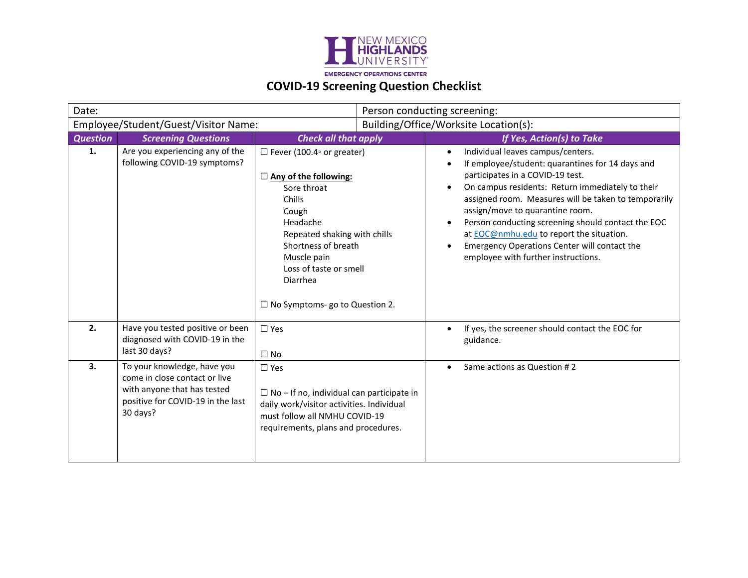NEW MEXICO HIGHLANDS UNIVERSITY

EMERGENCY OPERATIONS CENTER

# COVID-19 Screening Question Checklist

| Date: | | Person conducting screening: | |
|---|---|---|---|
| Employee/Student/Guest/Visitor Name: | | Building/Office/Worksite Location(s): | |
| ***Question*** | ***Screening Questions*** | ***Check all that apply*** | ***If Yes, Action(s) to Take*** |
| **1.** | Are you experiencing any of the following COVID-19 symptoms? | ☐ Fever (100.4◦ or greater)<br><br>☐ **Any of the following:**<br>Sore throat<br>Chills<br>Cough<br>Headache<br>Repeated shaking with chills<br>Shortness of breath<br>Muscle pain<br>Loss of taste or smell<br>Diarrhea<br><br>☐ No Symptoms- go to Question 2. | • Individual leaves campus/centers.<br>• If employee/student: quarantines for 14 days and participates in a COVID-19 test.<br>• On campus residents: Return immediately to their assigned room. Measures will be taken to temporarily assign/move to quarantine room.<br>• Person conducting screening should contact the EOC at EOC@nmhu.edu to report the situation.<br>• Emergency Operations Center will contact the employee with further instructions. |
| **2.** | Have you tested positive or been diagnosed with COVID-19 in the last 30 days? | ☐ Yes<br><br>☐ No | • If yes, the screener should contact the EOC for guidance. |
| **3.** | To your knowledge, have you come in close contact or live with anyone that has tested positive for COVID-19 in the last 30 days? | ☐ Yes<br><br>☐ No – If no, individual can participate in daily work/visitor activities. Individual must follow all NMHU COVID-19 requirements, plans and procedures. | • Same actions as Question # 2 |